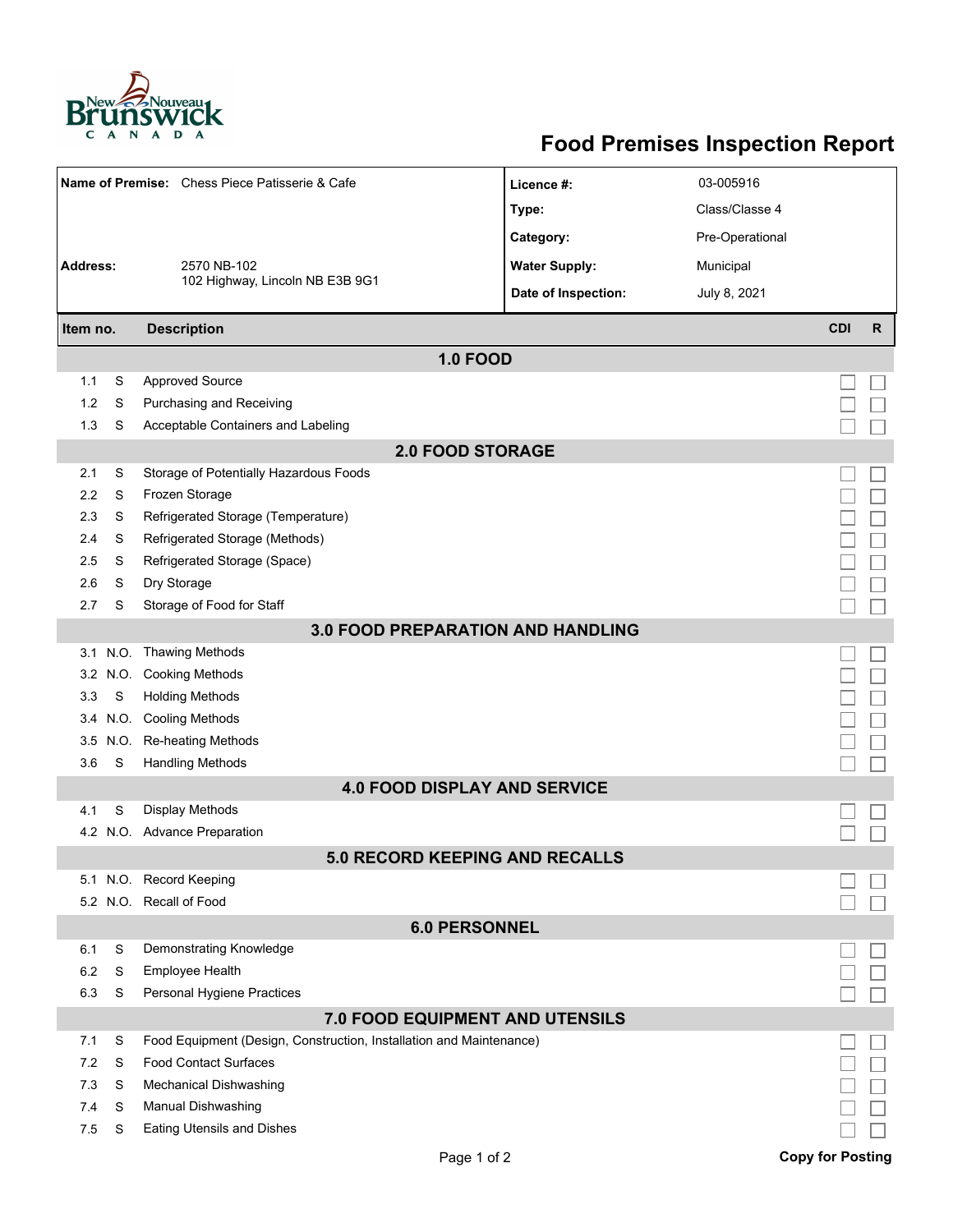# Food Premises Inspection Report

| | | | |
|---|---|---|---|
| **Name of Premise:** | Chess Piece Patisserie & Cafe | **Licence #:** | 03-005916 |
| | | **Type:** | Class/Classe 4 |
| | | **Category:** | Pre-Operational |
| **Address:** | 2570 NB-102<br>102 Highway, Lincoln NB E3B 9G1 | **Water Supply:** | Municipal |
| | | **Date of Inspection:** | July 8, 2021 |

| Item no. | | Description | CDI | R |
|---|---|---|---|---|
| **1.0 FOOD** | | | | |
| 1.1 | S | Approved Source | ☐ | ☐ |
| 1.2 | S | Purchasing and Receiving | ☐ | ☐ |
| 1.3 | S | Acceptable Containers and Labeling | ☐ | ☐ |
| **2.0 FOOD STORAGE** | | | | |
| 2.1 | S | Storage of Potentially Hazardous Foods | ☐ | ☐ |
| 2.2 | S | Frozen Storage | ☐ | ☐ |
| 2.3 | S | Refrigerated Storage (Temperature) | ☐ | ☐ |
| 2.4 | S | Refrigerated Storage (Methods) | ☐ | ☐ |
| 2.5 | S | Refrigerated Storage (Space) | ☐ | ☐ |
| 2.6 | S | Dry Storage | ☐ | ☐ |
| 2.7 | S | Storage of Food for Staff | ☐ | ☐ |
| **3.0 FOOD PREPARATION AND HANDLING** | | | | |
| 3.1 | N.O. | Thawing Methods | ☐ | ☐ |
| 3.2 | N.O. | Cooking Methods | ☐ | ☐ |
| 3.3 | S | Holding Methods | ☐ | ☐ |
| 3.4 | N.O. | Cooling Methods | ☐ | ☐ |
| 3.5 | N.O. | Re-heating Methods | ☐ | ☐ |
| 3.6 | S | Handling Methods | ☐ | ☐ |
| **4.0 FOOD DISPLAY AND SERVICE** | | | | |
| 4.1 | S | Display Methods | ☐ | ☐ |
| 4.2 | N.O. | Advance Preparation | ☐ | ☐ |
| **5.0 RECORD KEEPING AND RECALLS** | | | | |
| 5.1 | N.O. | Record Keeping | ☐ | ☐ |
| 5.2 | N.O. | Recall of Food | ☐ | ☐ |
| **6.0 PERSONNEL** | | | | |
| 6.1 | S | Demonstrating Knowledge | ☐ | ☐ |
| 6.2 | S | Employee Health | ☐ | ☐ |
| 6.3 | S | Personal Hygiene Practices | ☐ | ☐ |
| **7.0 FOOD EQUIPMENT AND UTENSILS** | | | | |
| 7.1 | S | Food Equipment (Design, Construction, Installation and Maintenance) | ☐ | ☐ |
| 7.2 | S | Food Contact Surfaces | ☐ | ☐ |
| 7.3 | S | Mechanical Dishwashing | ☐ | ☐ |
| 7.4 | S | Manual Dishwashing | ☐ | ☐ |
| 7.5 | S | Eating Utensils and Dishes | ☐ | ☐ |

**Copy for Posting**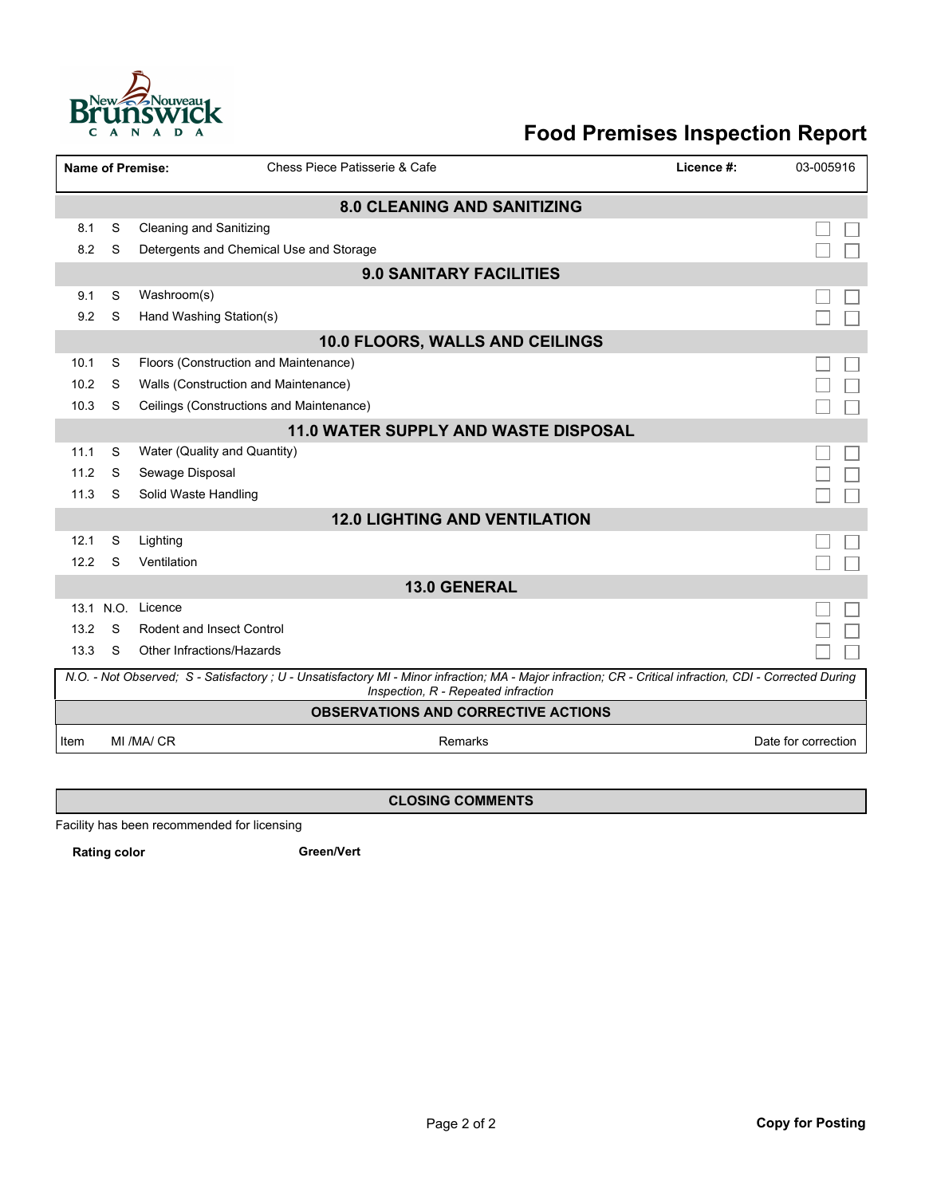# Food Premises Inspection Report

| Name of Premise: | Chess Piece Patisserie & Cafe | Licence #: | 03-005916 |
| --- | --- | --- | --- |

## 8.0 CLEANING AND SANITIZING

| | | | | |
| --- | --- | --- | --- | --- |
| 8.1 | S | Cleaning and Sanitizing | ☐ | ☐ |
| 8.2 | S | Detergents and Chemical Use and Storage | ☐ | ☐ |

## 9.0 SANITARY FACILITIES

| | | | | |
| --- | --- | --- | --- | --- |
| 9.1 | S | Washroom(s) | ☐ | ☐ |
| 9.2 | S | Hand Washing Station(s) | ☐ | ☐ |

## 10.0 FLOORS, WALLS AND CEILINGS

| | | | | |
| --- | --- | --- | --- | --- |
| 10.1 | S | Floors (Construction and Maintenance) | ☐ | ☐ |
| 10.2 | S | Walls (Construction and Maintenance) | ☐ | ☐ |
| 10.3 | S | Ceilings (Constructions and Maintenance) | ☐ | ☐ |

## 11.0 WATER SUPPLY AND WASTE DISPOSAL

| | | | | |
| --- | --- | --- | --- | --- |
| 11.1 | S | Water (Quality and Quantity) | ☐ | ☐ |
| 11.2 | S | Sewage Disposal | ☐ | ☐ |
| 11.3 | S | Solid Waste Handling | ☐ | ☐ |

## 12.0 LIGHTING AND VENTILATION

| | | | | |
| --- | --- | --- | --- | --- |
| 12.1 | S | Lighting | ☐ | ☐ |
| 12.2 | S | Ventilation | ☐ | ☐ |

## 13.0 GENERAL

| | | | | |
| --- | --- | --- | --- | --- |
| 13.1 | N.O. | Licence | ☐ | ☐ |
| 13.2 | S | Rodent and Insect Control | ☐ | ☐ |
| 13.3 | S | Other Infractions/Hazards | ☐ | ☐ |

*N.O. - Not Observed; S - Satisfactory ; U - Unsatisfactory MI - Minor infraction; MA - Major infraction; CR - Critical infraction, CDI - Corrected During Inspection, R - Repeated infraction*

## OBSERVATIONS AND CORRECTIVE ACTIONS

| Item | MI /MA/ CR | Remarks | Date for correction |
| --- | --- | --- | --- |

## CLOSING COMMENTS

Facility has been recommended for licensing

**Rating color** **Green/Vert**

**Copy for Posting**